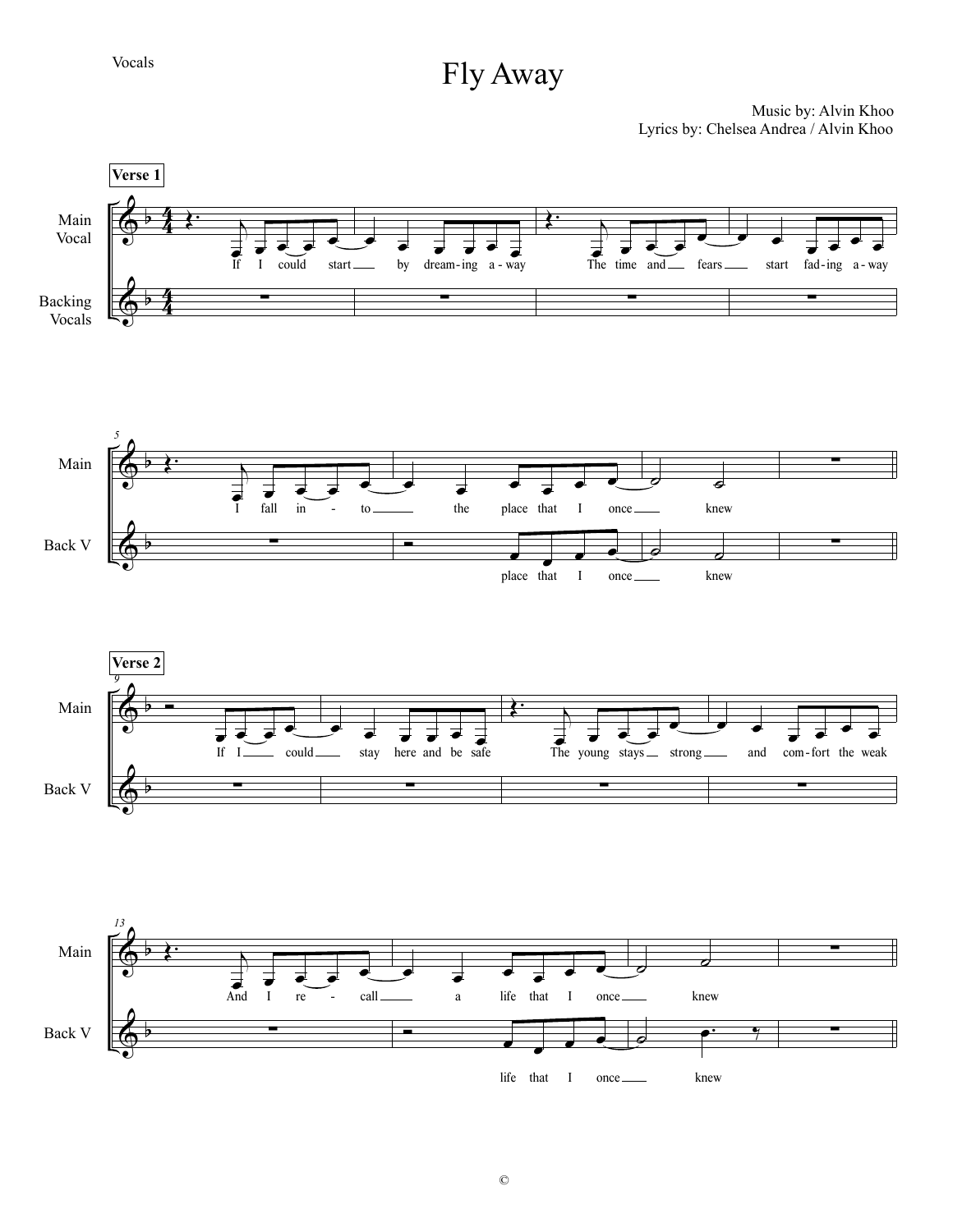Vocals

# Fly Away

Music by: Alvin Khoo
Lyrics by: Chelsea Andrea / Alvin Khoo

**Verse 1**

Main Vocal: If I could start by dream-ing a-way The time and fears start fad-ing a-way I fall in-to the place that I once knew

Backing Vocals: place that I once knew

**Verse 2**

Main: If I could stay here and be safe The young stays strong and com-fort the weak And I re-call a life that I once knew

Back V: life that I once knew

©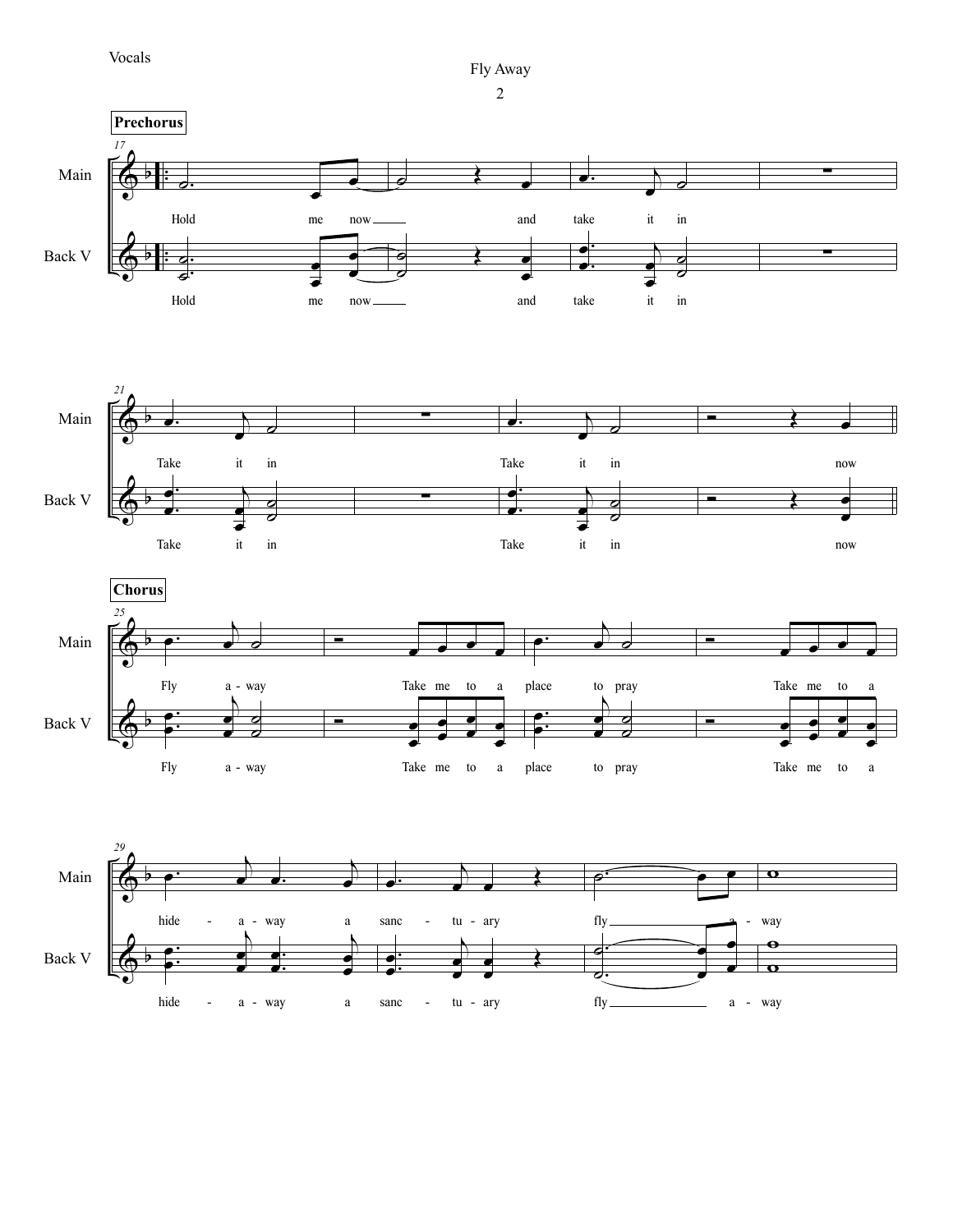**Prechorus**

Main / Back V:

Hold me now and take it in

Take it in

Take it in now

**Chorus**

Main / Back V:

Fly a - way Take me to a place to pray Take me to a

hide - a - way a sanc - tu - ary fly a - way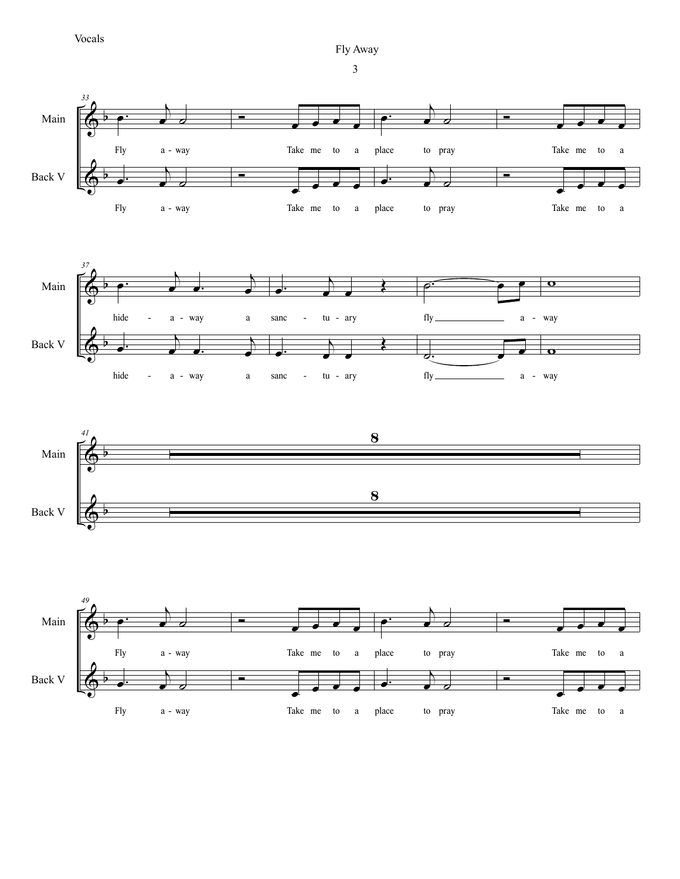Vocals

Fly Away

Main

Fly a - way Take me to a place to pray Take me to a

Back V

Fly a - way Take me to a place to pray Take me to a

Main

hide - a - way a sanc - tu - ary fly a - way

Back V

hide - a - way a sanc - tu - ary fly a - way

Main

8

Back V

8

Main

Fly a - way Take me to a place to pray Take me to a

Back V

Fly a - way Take me to a place to pray Take me to a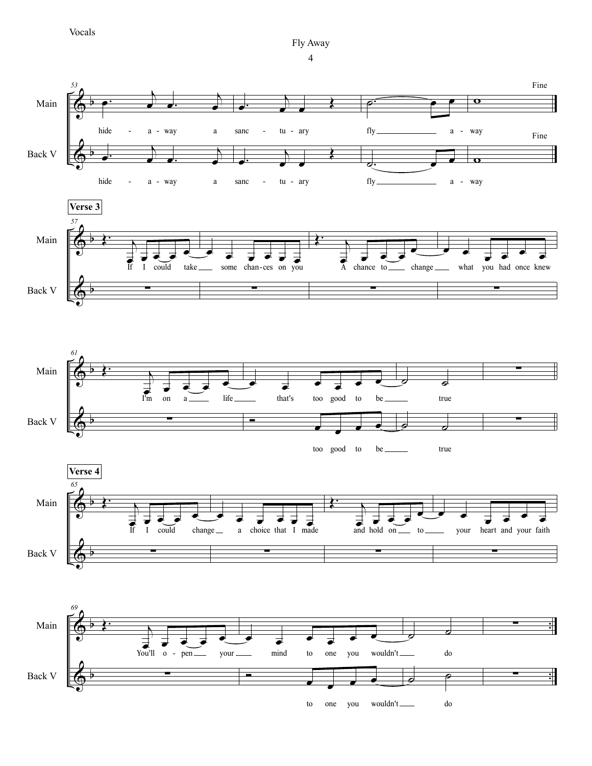Vocals

# Fly Away

Main / Back V

hide - a - way a sanc - tu - ary fly a - way

Fine

**Verse 3**

If I could take some chan-ces on you A chance to change what you had once knew

I'm on a life that's too good to be true

too good to be true

**Verse 4**

If I could change a choice that I made and hold on to your heart and your faith

You'll o - pen your mind to one you wouldn't do

to one you wouldn't do